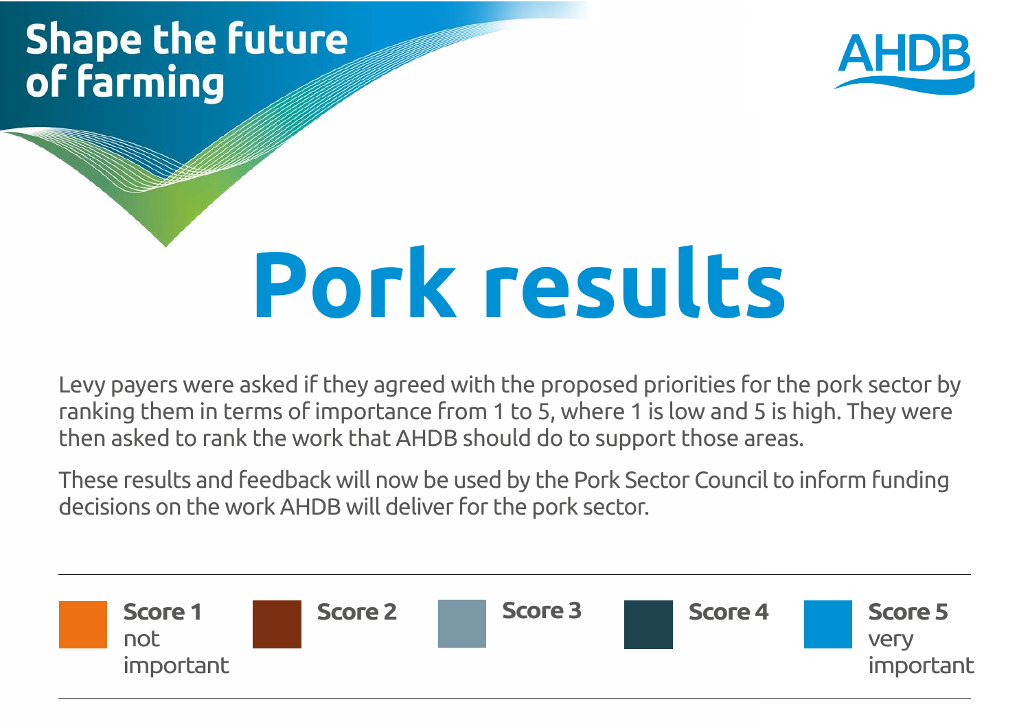Shape the future of farming

AHDB

# Pork results

Levy payers were asked if they agreed with the proposed priorities for the pork sector by ranking them in terms of importance from 1 to 5, where 1 is low and 5 is high. They were then asked to rank the work that AHDB should do to support those areas.

These results and feedback will now be used by the Pork Sector Council to inform funding decisions on the work AHDB will deliver for the pork sector.

**Score 1** not important | **Score 2** | **Score 3** | **Score 4** | **Score 5** very important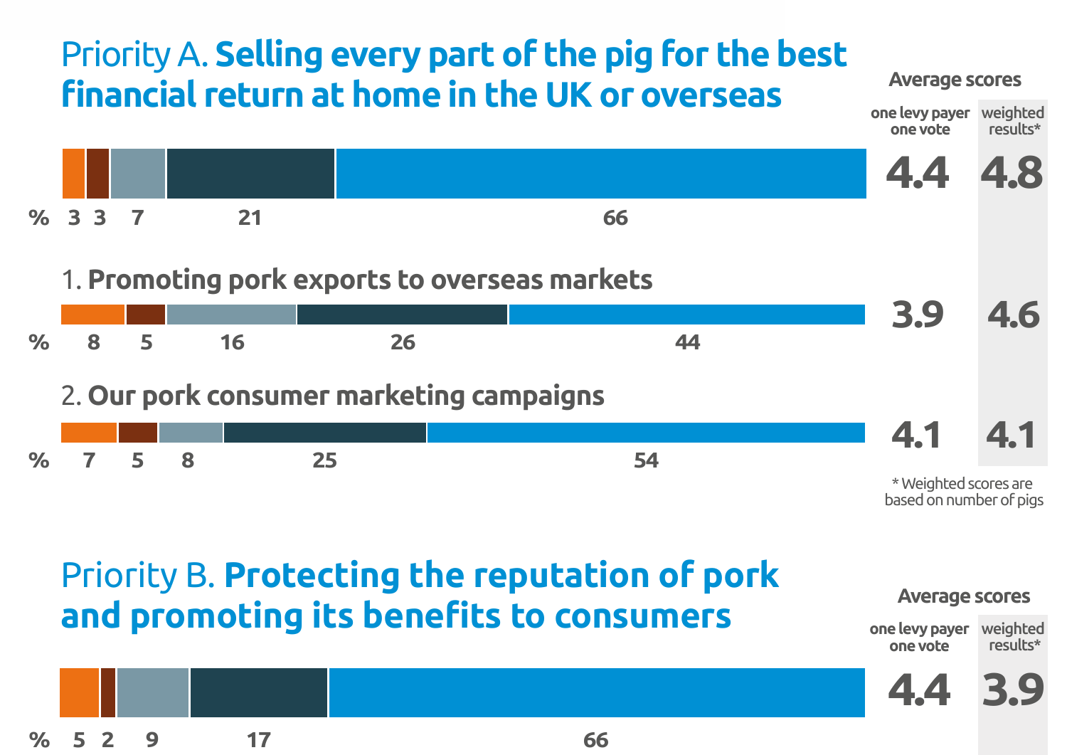## Priority A. **Selling every part of the pig for the best financial return at home in the UK or overseas**

| | % | | | | | Average scores: one levy payer one vote | Average scores: weighted results* |
|---|---|---|---|---|---|---|---|
| Priority A | 3 | 3 | 7 | 21 | 66 | 4.4 | 4.8 |
| 1. **Promoting pork exports to overseas markets** | 8 | 5 | 16 | 26 | 44 | 3.9 | 4.6 |
| 2. **Our pork consumer marketing campaigns** | 7 | 5 | 8 | 25 | 54 | 4.1 | 4.1 |

\* Weighted scores are based on number of pigs

## Priority B. **Protecting the reputation of pork and promoting its benefits to consumers**

| | % | | | | | Average scores: one levy payer one vote | Average scores: weighted results* |
|---|---|---|---|---|---|---|---|
| Priority B | 5 | 2 | 9 | 17 | 66 | 4.4 | 3.9 |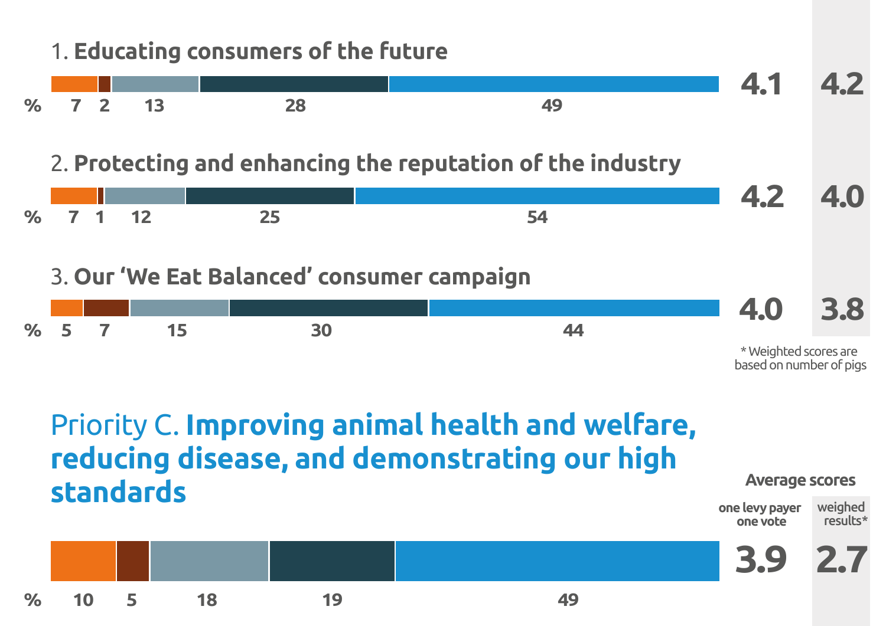1. **Educating consumers of the future**

| % | | | | | One levy payer one vote | Weighted results* |
|---|---|---|---|---|---|---|
| 7 | 2 | 13 | 28 | 49 | 4.1 | 4.2 |

2. **Protecting and enhancing the reputation of the industry**

| % | | | | | One levy payer one vote | Weighted results* |
|---|---|---|---|---|---|---|
| 7 | 1 | 12 | 25 | 54 | 4.2 | 4.0 |

3. **Our 'We Eat Balanced' consumer campaign**

| % | | | | | One levy payer one vote | Weighted results* |
|---|---|---|---|---|---|---|
| 5 | 7 | 15 | 30 | 44 | 4.0 | 3.8 |

\* Weighted scores are based on number of pigs

## Priority C. **Improving animal health and welfare, reducing disease, and demonstrating our high standards**

Average scores

| % | | | | | one levy payer one vote | weighed results* |
|---|---|---|---|---|---|---|
| 10 | 5 | 18 | 19 | 49 | 3.9 | 2.7 |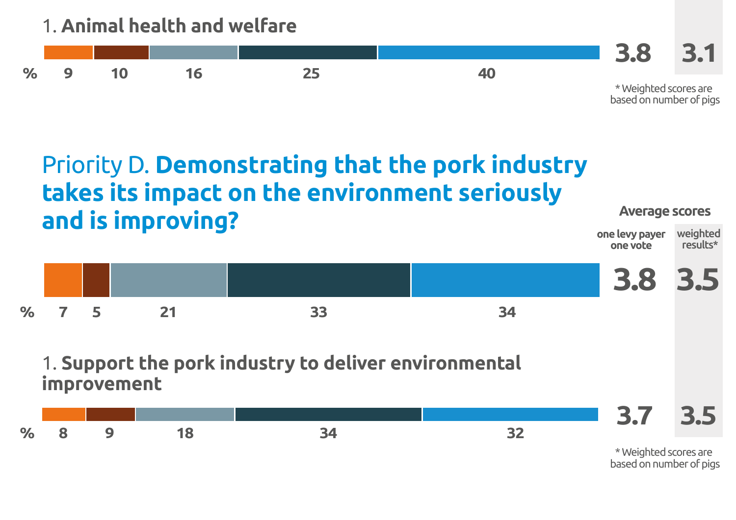1. **Animal health and welfare**

| % | 9 | 10 | 16 | 25 | 40 | 3.8 | 3.1 |
|---|---|---|---|---|---|---|---|

\* Weighted scores are based on number of pigs

## Priority D. **Demonstrating that the pork industry takes its impact on the environment seriously and is improving?**

**Average scores**

| % | | | | | | one levy payer one vote | weighted results* |
|---|---|---|---|---|---|---|---|
| % | 7 | 5 | 21 | 33 | 34 | 3.8 | 3.5 |

1. **Support the pork industry to deliver environmental improvement**

| % | 8 | 9 | 18 | 34 | 32 | 3.7 | 3.5 |
|---|---|---|---|---|---|---|---|

\* Weighted scores are based on number of pigs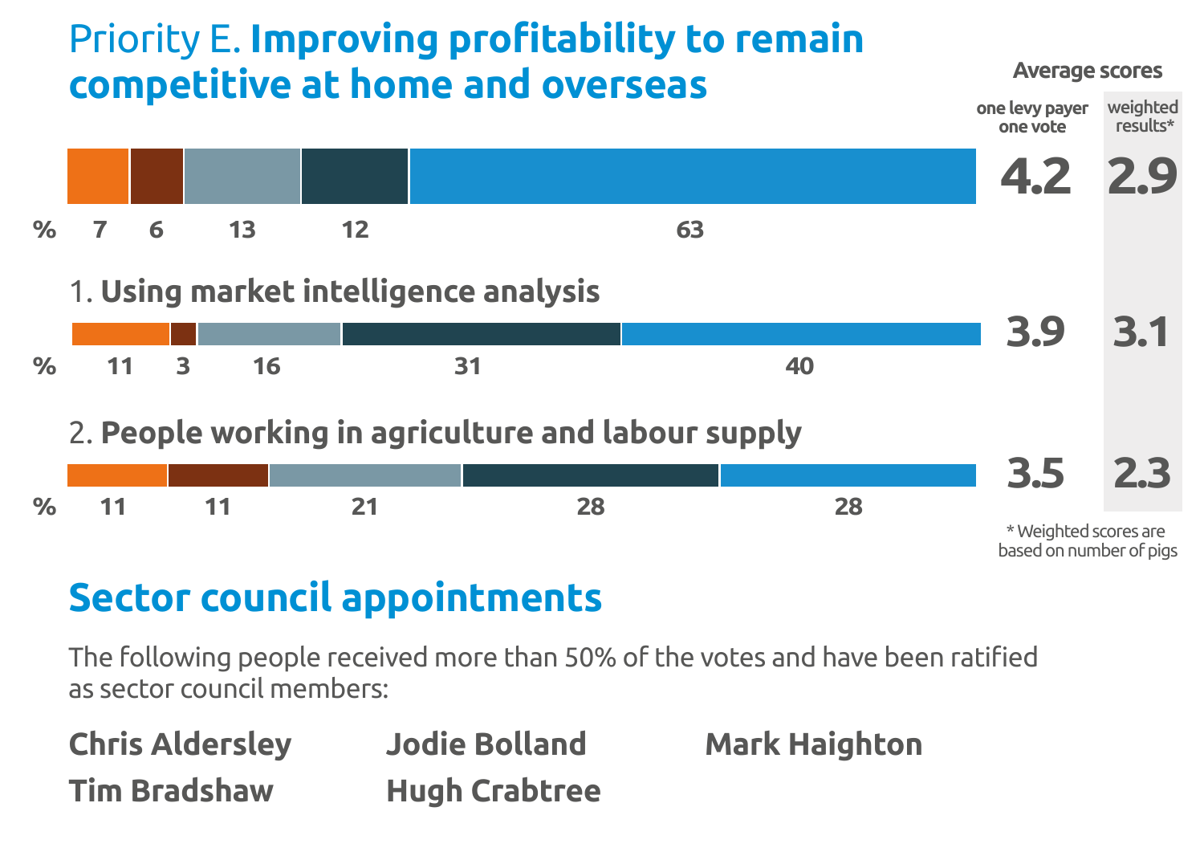## Priority E. **Improving profitability to remain competitive at home and overseas**

Average scores

one levy payer one vote

weighted results*

% 7 6 13 12 63

4.2 2.9

1. **Using market intelligence analysis**

% 11 3 16 31 40

3.9 3.1

2. **People working in agriculture and labour supply**

% 11 11 21 28 28

3.5 2.3

* Weighted scores are based on number of pigs

## Sector council appointments

The following people received more than 50% of the votes and have been ratified as sector council members:

**Chris Aldersley**

**Jodie Bolland**

**Mark Haighton**

**Tim Bradshaw**

**Hugh Crabtree**